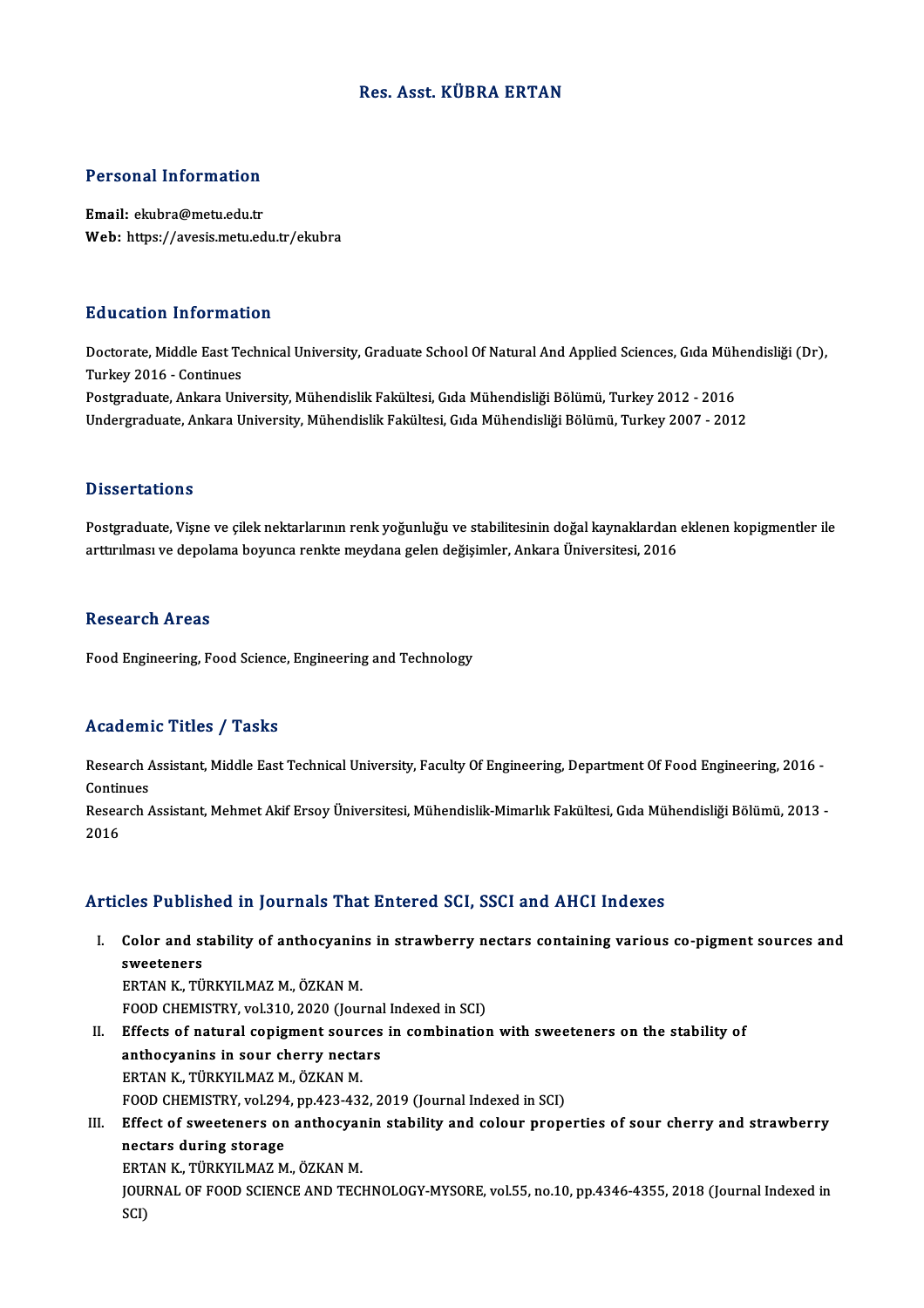# Res. Asst. KÜBRA ERTAN

## Personal Information

**Email:** ekubra@metu.edu.tr
**Web:** https://avesis.metu.edu.tr/ekubra

## Education Information

Doctorate, Middle East Technical University, Graduate School Of Natural And Applied Sciences, Gıda Mühendisliği (Dr), Turkey 2016 - Continues
Postgraduate, Ankara University, Mühendislik Fakültesi, Gıda Mühendisliği Bölümü, Turkey 2012 - 2016
Undergraduate, Ankara University, Mühendislik Fakültesi, Gıda Mühendisliği Bölümü, Turkey 2007 - 2012

## Dissertations

Postgraduate, Vişne ve çilek nektarlarının renk yoğunluğu ve stabilitesinin doğal kaynaklardan eklenen kopigmentler ile arttırılması ve depolama boyunca renkte meydana gelen değişimler, Ankara Üniversitesi, 2016

## Research Areas

Food Engineering, Food Science, Engineering and Technology

## Academic Titles / Tasks

Research Assistant, Middle East Technical University, Faculty Of Engineering, Department Of Food Engineering, 2016 - Continues
Research Assistant, Mehmet Akif Ersoy Üniversitesi, Mühendislik-Mimarlık Fakültesi, Gıda Mühendisliği Bölümü, 2013 - 2016

## Articles Published in Journals That Entered SCI, SSCI and AHCI Indexes

I. **Color and stability of anthocyanins in strawberry nectars containing various co-pigment sources and sweeteners**
ERTAN K., TÜRKYILMAZ M., ÖZKAN M.
FOOD CHEMISTRY, vol.310, 2020 (Journal Indexed in SCI)

II. **Effects of natural copigment sources in combination with sweeteners on the stability of anthocyanins in sour cherry nectars**
ERTAN K., TÜRKYILMAZ M., ÖZKAN M.
FOOD CHEMISTRY, vol.294, pp.423-432, 2019 (Journal Indexed in SCI)

III. **Effect of sweeteners on anthocyanin stability and colour properties of sour cherry and strawberry nectars during storage**
ERTAN K., TÜRKYILMAZ M., ÖZKAN M.
JOURNAL OF FOOD SCIENCE AND TECHNOLOGY-MYSORE, vol.55, no.10, pp.4346-4355, 2018 (Journal Indexed in SCI)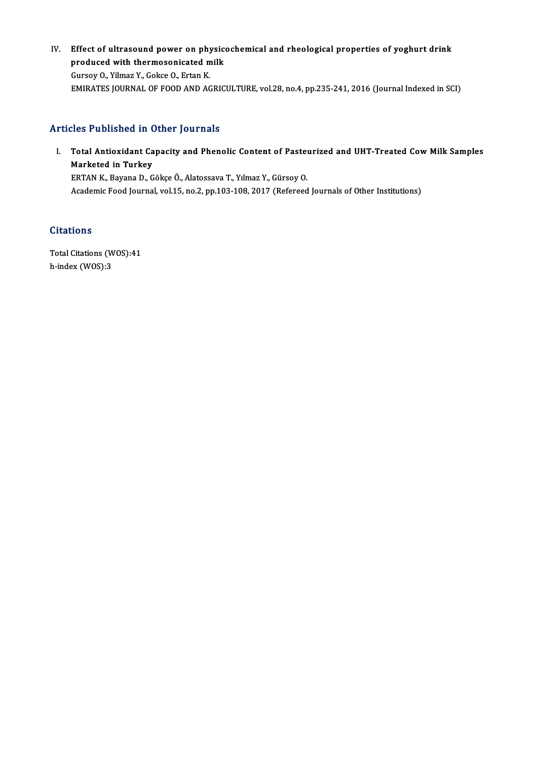IV. **Effect of ultrasound power on physicochemical and rheological properties of yoghurt drink produced with thermosonicated milk**
Gursoy O., Yilmaz Y., Gokce O., Ertan K.
EMIRATES JOURNAL OF FOOD AND AGRICULTURE, vol.28, no.4, pp.235-241, 2016 (Journal Indexed in SCI)

## Articles Published in Other Journals

I. **Total Antioxidant Capacity and Phenolic Content of Pasteurized and UHT-Treated Cow Milk Samples Marketed in Turkey**
ERTAN K., Bayana D., Gökçe Ö., Alatossava T., Yılmaz Y., Gürsoy O.
Academic Food Journal, vol.15, no.2, pp.103-108, 2017 (Refereed Journals of Other Institutions)

## Citations

Total Citations (WOS):41
h-index (WOS):3